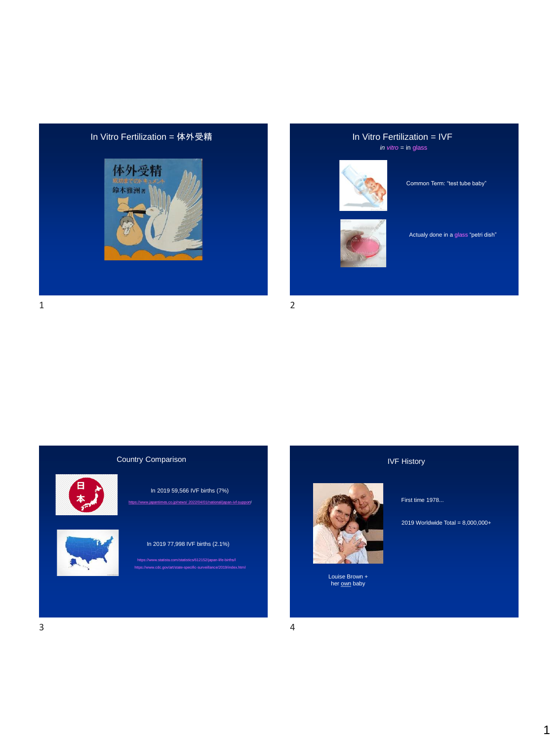## In Vitro Fertilization = 体外受精

体外受精
成功までのドキュメント
鈴木雅洲 著

## In Vitro Fertilization = IVF

*in vitro* = in glass

Common Term: "test tube baby"

Actualy done in a glass "petri dish"

## Country Comparison

In 2019 59,566 IVF births (7%)

https://www.japantimes.co.jp/news/ 2022/04/01/national/japan-ivf-support/

In 2019 77,998 IVF births (2.1%)

https://www.statista.com/statistics/612152/japan-life-births/

https://www.cdc.gov/art/state-specific-surveillance/2019/index.html

## IVF History

First time 1978...

2019 Worldwide Total = 8,000,000+

Louise Brown +
her own baby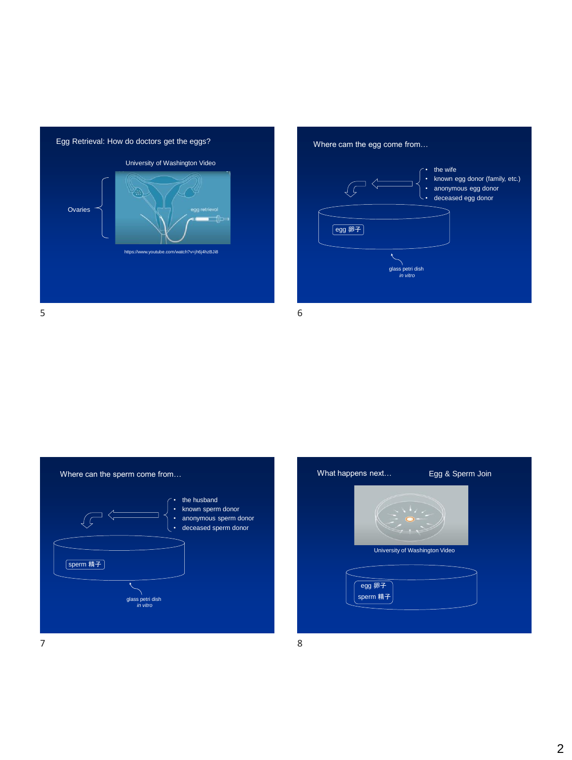## Egg Retrieval: How do doctors get the eggs?

University of Washington Video

Ovaries

egg retrieval

https://www.youtube.com/watch?v=jh6j4hzBJi8

## Where cam the egg come from…

- the wife
- known egg donor (family, etc.)
- anonymous egg donor
- deceased egg donor

egg 卵子

glass petri dish
*in vitro*

## Where can the sperm come from…

- the husband
- known sperm donor
- anonymous sperm donor
- deceased sperm donor

sperm 精子

glass petri dish
*in vitro*

## What happens next…

Egg & Sperm Join

University of Washington Video

egg 卵子
sperm 精子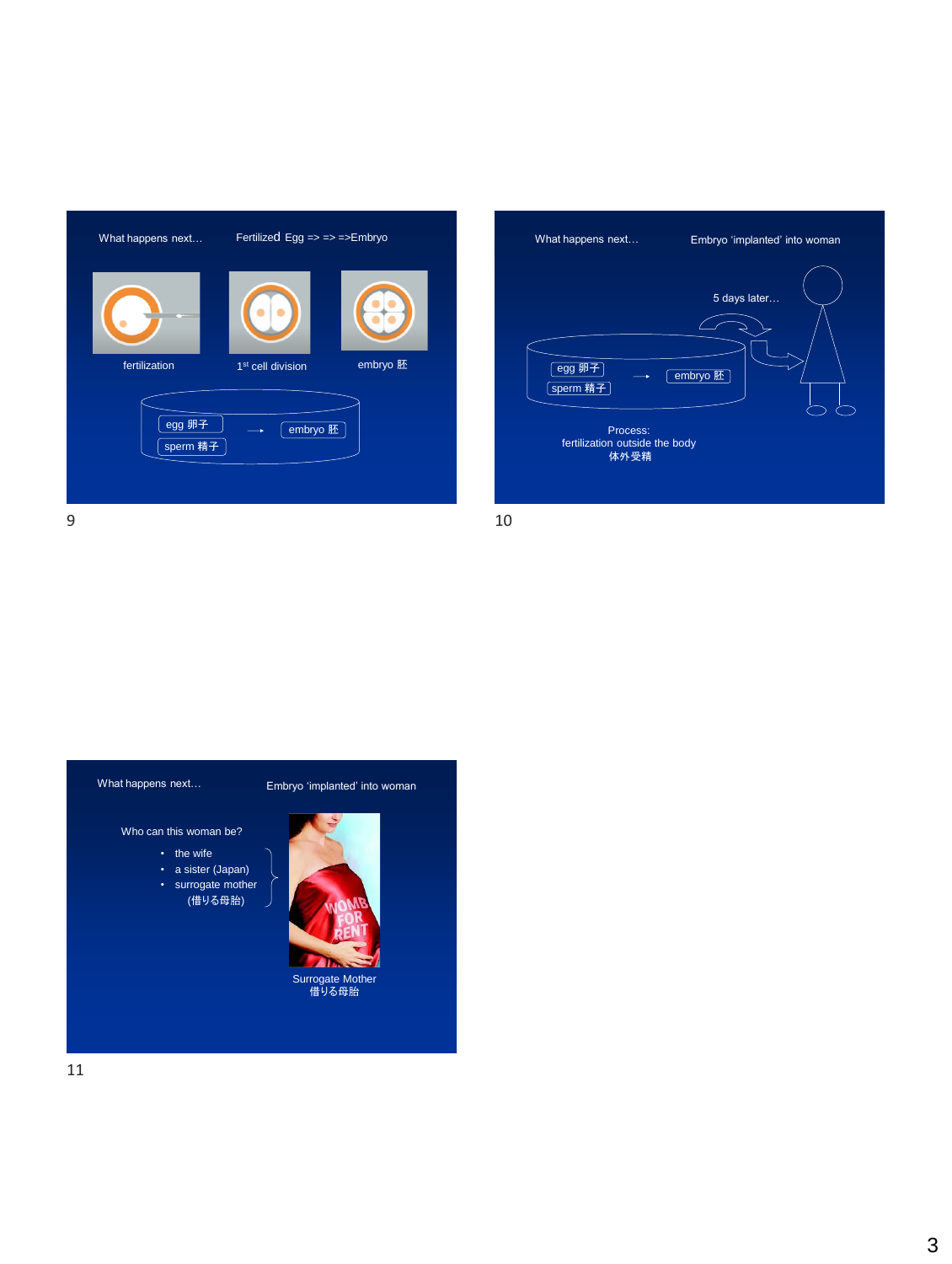What happens next… Fertilized Egg => => =>Embryo

fertilization

1st cell division

embryo 胚

egg 卵子

sperm 精子

embryo 胚

What happens next… Embryo 'implanted' into woman

5 days later…

egg 卵子

sperm 精子

embryo 胚

Process:
fertilization outside the body
体外受精

What happens next… Embryo 'implanted' into woman

Who can this woman be?

- the wife
- a sister (Japan)
- surrogate mother
  (借りる母胎)

WOMB FOR RENT

Surrogate Mother
借りる母胎